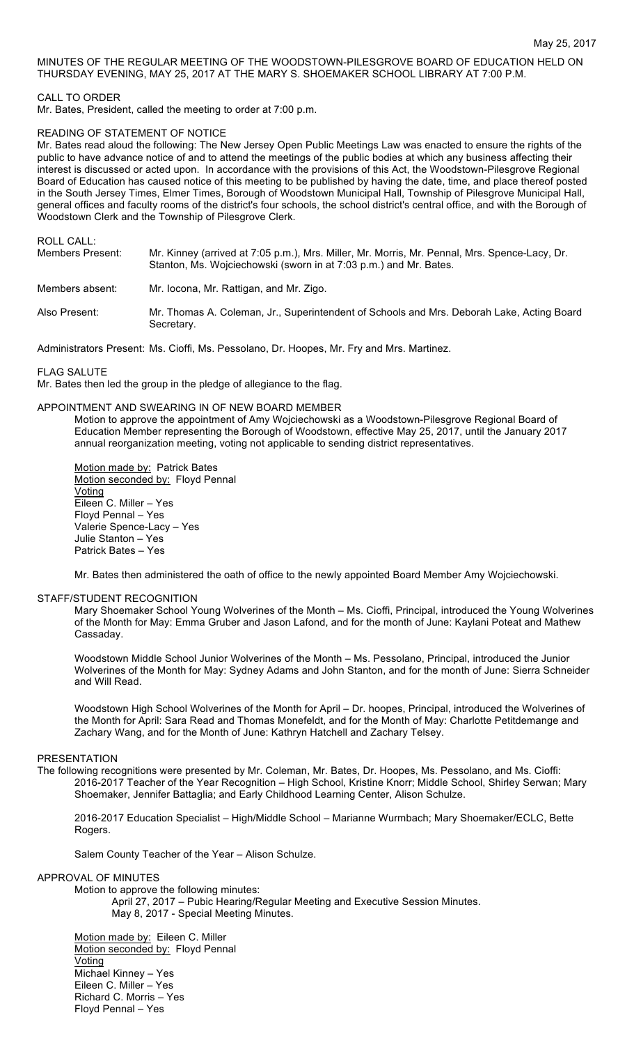May 25, 2017

MINUTES OF THE REGULAR MEETING OF THE WOODSTOWN-PILESGROVE BOARD OF EDUCATION HELD ON THURSDAY EVENING, MAY 25, 2017 AT THE MARY S. SHOEMAKER SCHOOL LIBRARY AT 7:00 P.M.

CALL TO ORDER

Mr. Bates, President, called the meeting to order at 7:00 p.m.

READING OF STATEMENT OF NOTICE

Mr. Bates read aloud the following: The New Jersey Open Public Meetings Law was enacted to ensure the rights of the public to have advance notice of and to attend the meetings of the public bodies at which any business affecting their interest is discussed or acted upon. In accordance with the provisions of this Act, the Woodstown-Pilesgrove Regional Board of Education has caused notice of this meeting to be published by having the date, time, and place thereof posted in the South Jersey Times, Elmer Times, Borough of Woodstown Municipal Hall, Township of Pilesgrove Municipal Hall, general offices and faculty rooms of the district's four schools, the school district's central office, and with the Borough of Woodstown Clerk and the Township of Pilesgrove Clerk.

ROLL CALL:

Members Present: Mr. Kinney (arrived at 7:05 p.m.), Mrs. Miller, Mr. Morris, Mr. Pennal, Mrs. Spence-Lacy, Dr. Stanton, Ms. Wojciechowski (sworn in at 7:03 p.m.) and Mr. Bates.

Members absent: Mr. Iocona, Mr. Rattigan, and Mr. Zigo.

Also Present: Mr. Thomas A. Coleman, Jr., Superintendent of Schools and Mrs. Deborah Lake, Acting Board Secretary.

Administrators Present: Ms. Cioffi, Ms. Pessolano, Dr. Hoopes, Mr. Fry and Mrs. Martinez.

FLAG SALUTE

Mr. Bates then led the group in the pledge of allegiance to the flag.

APPOINTMENT AND SWEARING IN OF NEW BOARD MEMBER

Motion to approve the appointment of Amy Wojciechowski as a Woodstown-Pilesgrove Regional Board of Education Member representing the Borough of Woodstown, effective May 25, 2017, until the January 2017 annual reorganization meeting, voting not applicable to sending district representatives.

Motion made by: Patrick Bates
Motion seconded by: Floyd Pennal
Voting
Eileen C. Miller – Yes
Floyd Pennal – Yes
Valerie Spence-Lacy – Yes
Julie Stanton – Yes
Patrick Bates – Yes

Mr. Bates then administered the oath of office to the newly appointed Board Member Amy Wojciechowski.

STAFF/STUDENT RECOGNITION

Mary Shoemaker School Young Wolverines of the Month – Ms. Cioffi, Principal, introduced the Young Wolverines of the Month for May: Emma Gruber and Jason Lafond, and for the month of June: Kaylani Poteat and Mathew Cassaday.

Woodstown Middle School Junior Wolverines of the Month – Ms. Pessolano, Principal, introduced the Junior Wolverines of the Month for May: Sydney Adams and John Stanton, and for the month of June: Sierra Schneider and Will Read.

Woodstown High School Wolverines of the Month for April – Dr. hoopes, Principal, introduced the Wolverines of the Month for April: Sara Read and Thomas Monefeldt, and for the Month of May: Charlotte Petitdemange and Zachary Wang, and for the Month of June: Kathryn Hatchell and Zachary Telsey.

PRESENTATION

The following recognitions were presented by Mr. Coleman, Mr. Bates, Dr. Hoopes, Ms. Pessolano, and Ms. Cioffi:
2016-2017 Teacher of the Year Recognition – High School, Kristine Knorr; Middle School, Shirley Serwan; Mary Shoemaker, Jennifer Battaglia; and Early Childhood Learning Center, Alison Schulze.

2016-2017 Education Specialist – High/Middle School – Marianne Wurmbach; Mary Shoemaker/ECLC, Bette Rogers.

Salem County Teacher of the Year – Alison Schulze.

APPROVAL OF MINUTES

Motion to approve the following minutes:
April 27, 2017 – Pubic Hearing/Regular Meeting and Executive Session Minutes.
May 8, 2017 - Special Meeting Minutes.

Motion made by: Eileen C. Miller
Motion seconded by: Floyd Pennal
Voting
Michael Kinney – Yes
Eileen C. Miller – Yes
Richard C. Morris – Yes
Floyd Pennal – Yes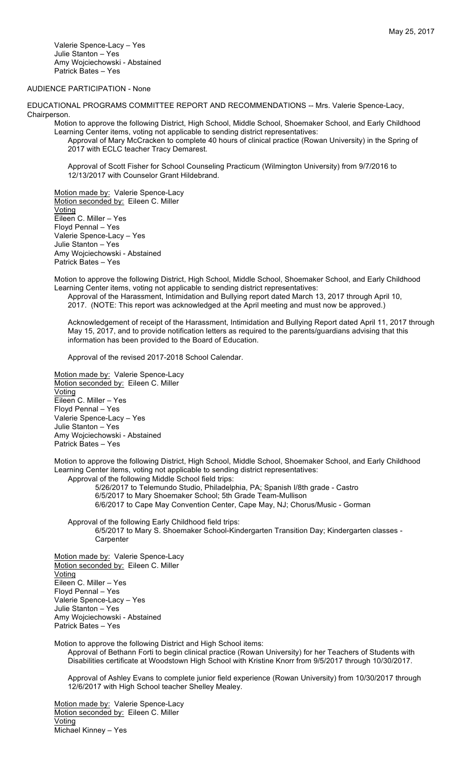Valerie Spence-Lacy – Yes
Julie Stanton – Yes
Amy Wojciechowski - Abstained
Patrick Bates – Yes

AUDIENCE PARTICIPATION - None

EDUCATIONAL PROGRAMS COMMITTEE REPORT AND RECOMMENDATIONS -- Mrs. Valerie Spence-Lacy, Chairperson.

Motion to approve the following District, High School, Middle School, Shoemaker School, and Early Childhood Learning Center items, voting not applicable to sending district representatives:

Approval of Mary McCracken to complete 40 hours of clinical practice (Rowan University) in the Spring of 2017 with ECLC teacher Tracy Demarest.

Approval of Scott Fisher for School Counseling Practicum (Wilmington University) from 9/7/2016 to 12/13/2017 with Counselor Grant Hildebrand.

Motion made by: Valerie Spence-Lacy
Motion seconded by: Eileen C. Miller
Voting
Eileen C. Miller – Yes
Floyd Pennal – Yes
Valerie Spence-Lacy – Yes
Julie Stanton – Yes
Amy Wojciechowski - Abstained
Patrick Bates – Yes

Motion to approve the following District, High School, Middle School, Shoemaker School, and Early Childhood Learning Center items, voting not applicable to sending district representatives:

Approval of the Harassment, Intimidation and Bullying report dated March 13, 2017 through April 10, 2017. (NOTE: This report was acknowledged at the April meeting and must now be approved.)

Acknowledgement of receipt of the Harassment, Intimidation and Bullying Report dated April 11, 2017 through May 15, 2017, and to provide notification letters as required to the parents/guardians advising that this information has been provided to the Board of Education.

Approval of the revised 2017-2018 School Calendar.

Motion made by: Valerie Spence-Lacy
Motion seconded by: Eileen C. Miller
Voting
Eileen C. Miller – Yes
Floyd Pennal – Yes
Valerie Spence-Lacy – Yes
Julie Stanton – Yes
Amy Wojciechowski - Abstained
Patrick Bates – Yes

Motion to approve the following District, High School, Middle School, Shoemaker School, and Early Childhood Learning Center items, voting not applicable to sending district representatives:

Approval of the following Middle School field trips:

5/26/2017 to Telemundo Studio, Philadelphia, PA; Spanish I/8th grade - Castro
6/5/2017 to Mary Shoemaker School; 5th Grade Team-Mullison
6/6/2017 to Cape May Convention Center, Cape May, NJ; Chorus/Music - Gorman

Approval of the following Early Childhood field trips:

6/5/2017 to Mary S. Shoemaker School-Kindergarten Transition Day; Kindergarten classes - Carpenter

Motion made by: Valerie Spence-Lacy
Motion seconded by: Eileen C. Miller
Voting
Eileen C. Miller – Yes
Floyd Pennal – Yes
Valerie Spence-Lacy – Yes
Julie Stanton – Yes
Amy Wojciechowski - Abstained
Patrick Bates – Yes

Motion to approve the following District and High School items:

Approval of Bethann Forti to begin clinical practice (Rowan University) for her Teachers of Students with Disabilities certificate at Woodstown High School with Kristine Knorr from 9/5/2017 through 10/30/2017.

Approval of Ashley Evans to complete junior field experience (Rowan University) from 10/30/2017 through 12/6/2017 with High School teacher Shelley Mealey.

Motion made by: Valerie Spence-Lacy
Motion seconded by: Eileen C. Miller
Voting
Michael Kinney – Yes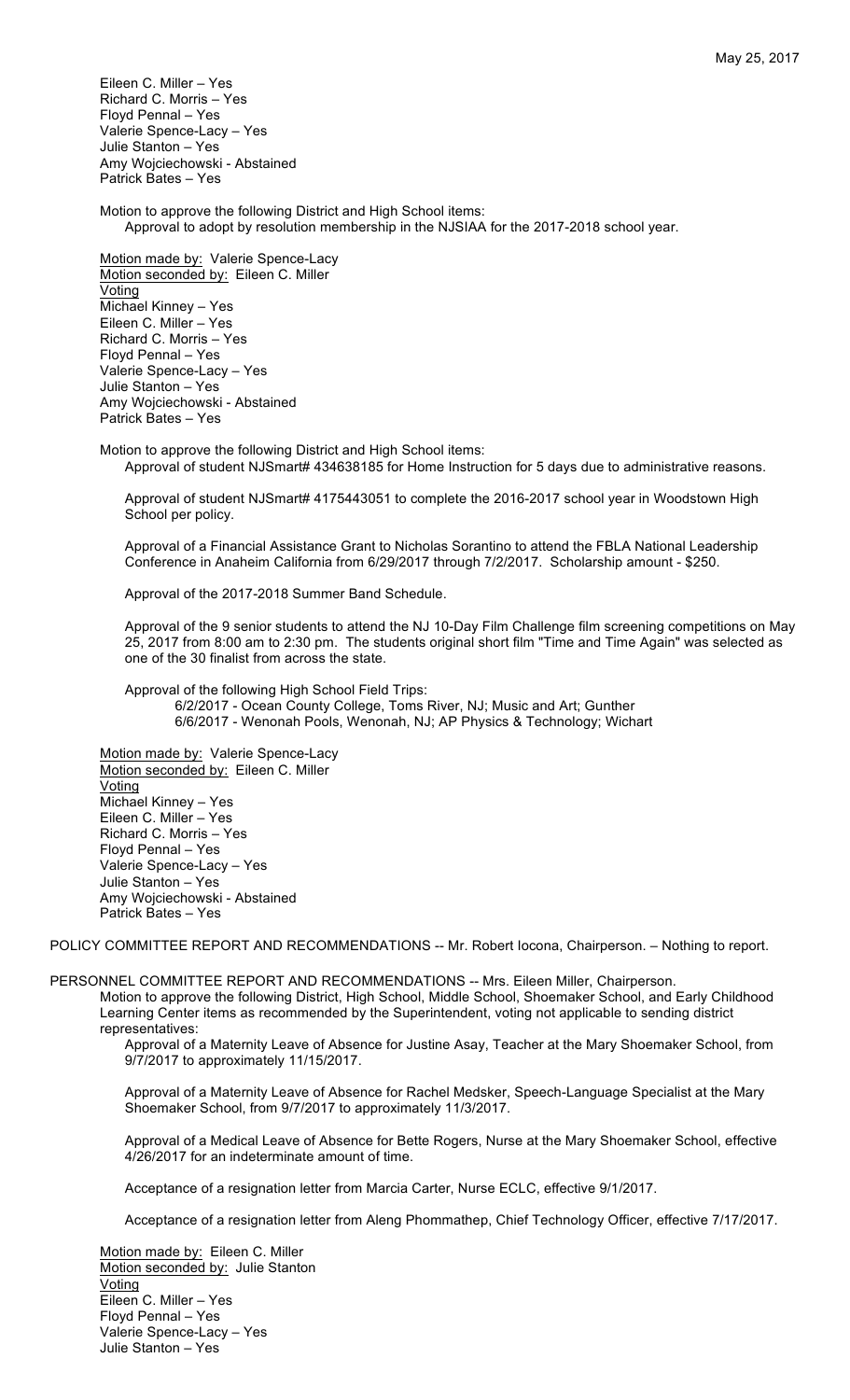Eileen C. Miller – Yes
Richard C. Morris – Yes
Floyd Pennal – Yes
Valerie Spence-Lacy – Yes
Julie Stanton – Yes
Amy Wojciechowski - Abstained
Patrick Bates – Yes

Motion to approve the following District and High School items:

Approval to adopt by resolution membership in the NJSIAA for the 2017-2018 school year.

Motion made by: Valerie Spence-Lacy
Motion seconded by: Eileen C. Miller
Voting
Michael Kinney – Yes
Eileen C. Miller – Yes
Richard C. Morris – Yes
Floyd Pennal – Yes
Valerie Spence-Lacy – Yes
Julie Stanton – Yes
Amy Wojciechowski - Abstained
Patrick Bates – Yes

Motion to approve the following District and High School items:

Approval of student NJSmart# 434638185 for Home Instruction for 5 days due to administrative reasons.

Approval of student NJSmart# 4175443051 to complete the 2016-2017 school year in Woodstown High School per policy.

Approval of a Financial Assistance Grant to Nicholas Sorantino to attend the FBLA National Leadership Conference in Anaheim California from 6/29/2017 through 7/2/2017. Scholarship amount - $250.

Approval of the 2017-2018 Summer Band Schedule.

Approval of the 9 senior students to attend the NJ 10-Day Film Challenge film screening competitions on May 25, 2017 from 8:00 am to 2:30 pm. The students original short film "Time and Time Again" was selected as one of the 30 finalist from across the state.

Approval of the following High School Field Trips:

6/2/2017 - Ocean County College, Toms River, NJ; Music and Art; Gunther
6/6/2017 - Wenonah Pools, Wenonah, NJ; AP Physics & Technology; Wichart

Motion made by: Valerie Spence-Lacy
Motion seconded by: Eileen C. Miller
Voting
Michael Kinney – Yes
Eileen C. Miller – Yes
Richard C. Morris – Yes
Floyd Pennal – Yes
Valerie Spence-Lacy – Yes
Julie Stanton – Yes
Amy Wojciechowski - Abstained
Patrick Bates – Yes

POLICY COMMITTEE REPORT AND RECOMMENDATIONS -- Mr. Robert Iocona, Chairperson. – Nothing to report.

PERSONNEL COMMITTEE REPORT AND RECOMMENDATIONS -- Mrs. Eileen Miller, Chairperson.

Motion to approve the following District, High School, Middle School, Shoemaker School, and Early Childhood Learning Center items as recommended by the Superintendent, voting not applicable to sending district representatives:

Approval of a Maternity Leave of Absence for Justine Asay, Teacher at the Mary Shoemaker School, from 9/7/2017 to approximately 11/15/2017.

Approval of a Maternity Leave of Absence for Rachel Medsker, Speech-Language Specialist at the Mary Shoemaker School, from 9/7/2017 to approximately 11/3/2017.

Approval of a Medical Leave of Absence for Bette Rogers, Nurse at the Mary Shoemaker School, effective 4/26/2017 for an indeterminate amount of time.

Acceptance of a resignation letter from Marcia Carter, Nurse ECLC, effective 9/1/2017.

Acceptance of a resignation letter from Aleng Phommathep, Chief Technology Officer, effective 7/17/2017.

Motion made by: Eileen C. Miller
Motion seconded by: Julie Stanton
Voting
Eileen C. Miller – Yes
Floyd Pennal – Yes
Valerie Spence-Lacy – Yes
Julie Stanton – Yes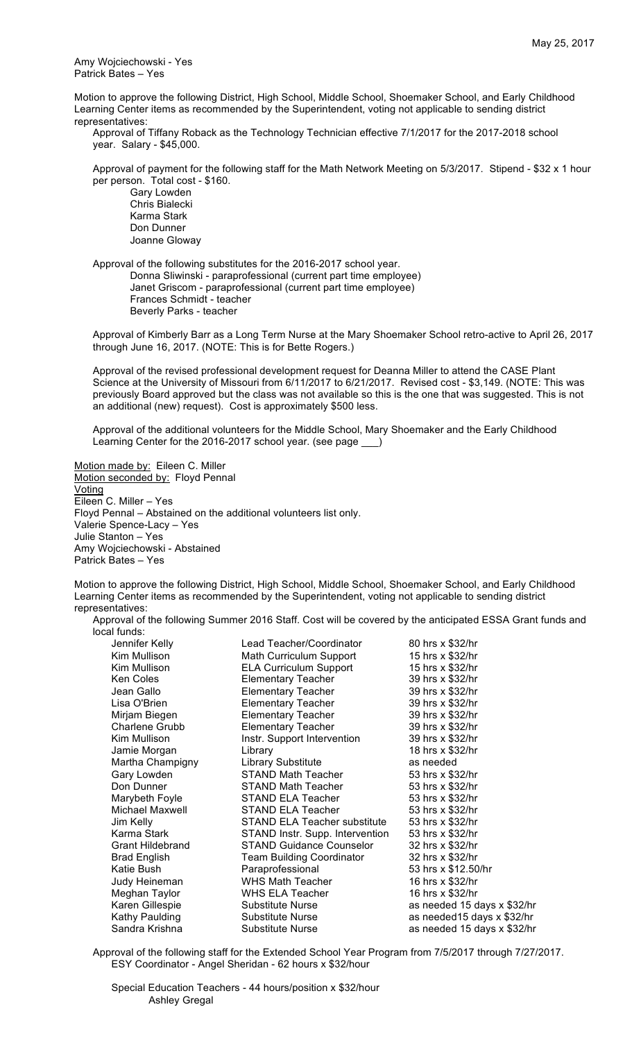Amy Wojciechowski - Yes
Patrick Bates – Yes

Motion to approve the following District, High School, Middle School, Shoemaker School, and Early Childhood Learning Center items as recommended by the Superintendent, voting not applicable to sending district representatives:

Approval of Tiffany Roback as the Technology Technician effective 7/1/2017 for the 2017-2018 school year. Salary - $45,000.

Approval of payment for the following staff for the Math Network Meeting on 5/3/2017. Stipend - $32 x 1 hour per person. Total cost - $160.

Gary Lowden
Chris Bialecki
Karma Stark
Don Dunner
Joanne Gloway

Approval of the following substitutes for the 2016-2017 school year.

Donna Sliwinski - paraprofessional (current part time employee)
Janet Griscom - paraprofessional (current part time employee)
Frances Schmidt - teacher
Beverly Parks - teacher

Approval of Kimberly Barr as a Long Term Nurse at the Mary Shoemaker School retro-active to April 26, 2017 through June 16, 2017. (NOTE: This is for Bette Rogers.)

Approval of the revised professional development request for Deanna Miller to attend the CASE Plant Science at the University of Missouri from 6/11/2017 to 6/21/2017. Revised cost - $3,149. (NOTE: This was previously Board approved but the class was not available so this is the one that was suggested. This is not an additional (new) request). Cost is approximately $500 less.

Approval of the additional volunteers for the Middle School, Mary Shoemaker and the Early Childhood Learning Center for the 2016-2017 school year. (see page \_\_\_)

Motion made by: Eileen C. Miller
Motion seconded by: Floyd Pennal
Voting
Eileen C. Miller – Yes
Floyd Pennal – Abstained on the additional volunteers list only.
Valerie Spence-Lacy – Yes
Julie Stanton – Yes
Amy Wojciechowski - Abstained
Patrick Bates – Yes

Motion to approve the following District, High School, Middle School, Shoemaker School, and Early Childhood Learning Center items as recommended by the Superintendent, voting not applicable to sending district representatives:

Approval of the following Summer 2016 Staff. Cost will be covered by the anticipated ESSA Grant funds and local funds:

| | | |
|---|---|---|
| Jennifer Kelly | Lead Teacher/Coordinator | 80 hrs x $32/hr |
| Kim Mullison | Math Curriculum Support | 15 hrs x $32/hr |
| Kim Mullison | ELA Curriculum Support | 15 hrs x $32/hr |
| Ken Coles | Elementary Teacher | 39 hrs x $32/hr |
| Jean Gallo | Elementary Teacher | 39 hrs x $32/hr |
| Lisa O'Brien | Elementary Teacher | 39 hrs x $32/hr |
| Mirjam Biegen | Elementary Teacher | 39 hrs x $32/hr |
| Charlene Grubb | Elementary Teacher | 39 hrs x $32/hr |
| Kim Mullison | Instr. Support Intervention | 39 hrs x $32/hr |
| Jamie Morgan | Library | 18 hrs x $32/hr |
| Martha Champigny | Library Substitute | as needed |
| Gary Lowden | STAND Math Teacher | 53 hrs x $32/hr |
| Don Dunner | STAND Math Teacher | 53 hrs x $32/hr |
| Marybeth Foyle | STAND ELA Teacher | 53 hrs x $32/hr |
| Michael Maxwell | STAND ELA Teacher | 53 hrs x $32/hr |
| Jim Kelly | STAND ELA Teacher substitute | 53 hrs x $32/hr |
| Karma Stark | STAND Instr. Supp. Intervention | 53 hrs x $32/hr |
| Grant Hildebrand | STAND Guidance Counselor | 32 hrs x $32/hr |
| Brad English | Team Building Coordinator | 32 hrs x $32/hr |
| Katie Bush | Paraprofessional | 53 hrs x $12.50/hr |
| Judy Heineman | WHS Math Teacher | 16 hrs x $32/hr |
| Meghan Taylor | WHS ELA Teacher | 16 hrs x $32/hr |
| Karen Gillespie | Substitute Nurse | as needed 15 days x $32/hr |
| Kathy Paulding | Substitute Nurse | as needed15 days x $32/hr |
| Sandra Krishna | Substitute Nurse | as needed 15 days x $32/hr |

Approval of the following staff for the Extended School Year Program from 7/5/2017 through 7/27/2017.

ESY Coordinator - Angel Sheridan - 62 hours x $32/hour

Special Education Teachers - 44 hours/position x $32/hour

Ashley Gregal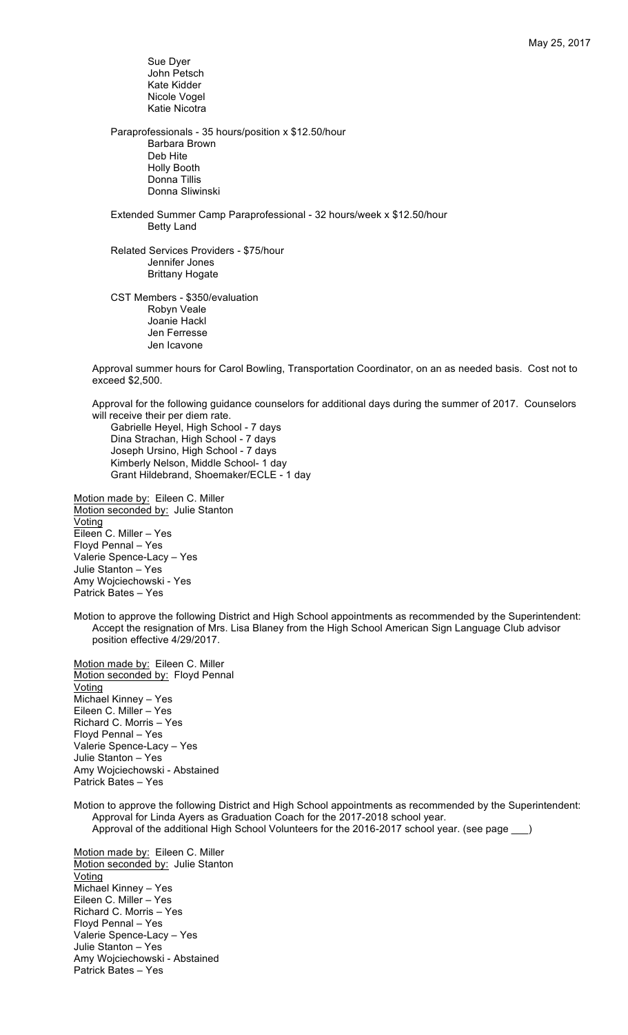Sue Dyer
John Petsch
Kate Kidder
Nicole Vogel
Katie Nicotra

Paraprofessionals - 35 hours/position x $12.50/hour
Barbara Brown
Deb Hite
Holly Booth
Donna Tillis
Donna Sliwinski

Extended Summer Camp Paraprofessional - 32 hours/week x $12.50/hour
Betty Land

Related Services Providers - $75/hour
Jennifer Jones
Brittany Hogate

CST Members - $350/evaluation
Robyn Veale
Joanie Hackl
Jen Ferresse
Jen Icavone

Approval summer hours for Carol Bowling, Transportation Coordinator, on an as needed basis. Cost not to exceed $2,500.

Approval for the following guidance counselors for additional days during the summer of 2017. Counselors will receive their per diem rate.
Gabrielle Heyel, High School - 7 days
Dina Strachan, High School - 7 days
Joseph Ursino, High School - 7 days
Kimberly Nelson, Middle School- 1 day
Grant Hildebrand, Shoemaker/ECLE - 1 day

Motion made by: Eileen C. Miller
Motion seconded by: Julie Stanton
Voting
Eileen C. Miller – Yes
Floyd Pennal – Yes
Valerie Spence-Lacy – Yes
Julie Stanton – Yes
Amy Wojciechowski - Yes
Patrick Bates – Yes

Motion to approve the following District and High School appointments as recommended by the Superintendent:
Accept the resignation of Mrs. Lisa Blaney from the High School American Sign Language Club advisor position effective 4/29/2017.

Motion made by: Eileen C. Miller
Motion seconded by: Floyd Pennal
Voting
Michael Kinney – Yes
Eileen C. Miller – Yes
Richard C. Morris – Yes
Floyd Pennal – Yes
Valerie Spence-Lacy – Yes
Julie Stanton – Yes
Amy Wojciechowski - Abstained
Patrick Bates – Yes

Motion to approve the following District and High School appointments as recommended by the Superintendent:
Approval for Linda Ayers as Graduation Coach for the 2017-2018 school year.
Approval of the additional High School Volunteers for the 2016-2017 school year. (see page ___)

Motion made by: Eileen C. Miller
Motion seconded by: Julie Stanton
Voting
Michael Kinney – Yes
Eileen C. Miller – Yes
Richard C. Morris – Yes
Floyd Pennal – Yes
Valerie Spence-Lacy – Yes
Julie Stanton – Yes
Amy Wojciechowski - Abstained
Patrick Bates – Yes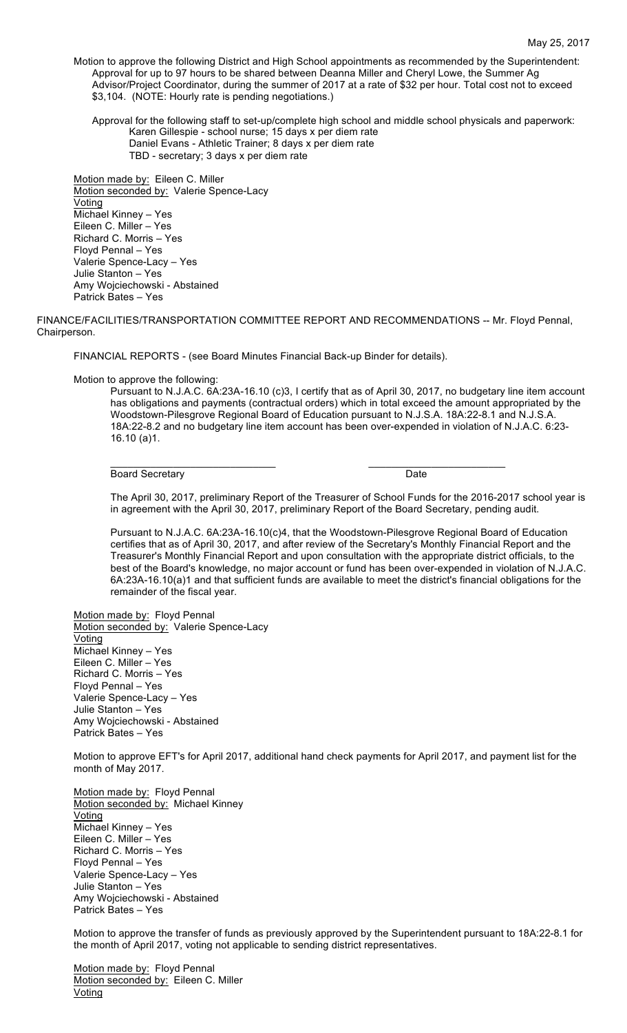Motion to approve the following District and High School appointments as recommended by the Superintendent:

Approval for up to 97 hours to be shared between Deanna Miller and Cheryl Lowe, the Summer Ag Advisor/Project Coordinator, during the summer of 2017 at a rate of $32 per hour. Total cost not to exceed $3,104. (NOTE: Hourly rate is pending negotiations.)

Approval for the following staff to set-up/complete high school and middle school physicals and paperwork:

- Karen Gillespie - school nurse; 15 days x per diem rate
- Daniel Evans - Athletic Trainer; 8 days x per diem rate
- TBD - secretary; 3 days x per diem rate

Motion made by: Eileen C. Miller
Motion seconded by: Valerie Spence-Lacy
Voting
Michael Kinney – Yes
Eileen C. Miller – Yes
Richard C. Morris – Yes
Floyd Pennal – Yes
Valerie Spence-Lacy – Yes
Julie Stanton – Yes
Amy Wojciechowski - Abstained
Patrick Bates – Yes

FINANCE/FACILITIES/TRANSPORTATION COMMITTEE REPORT AND RECOMMENDATIONS -- Mr. Floyd Pennal, Chairperson.

FINANCIAL REPORTS - (see Board Minutes Financial Back-up Binder for details).

Motion to approve the following:

Pursuant to N.J.A.C. 6A:23A-16.10 (c)3, I certify that as of April 30, 2017, no budgetary line item account has obligations and payments (contractual orders) which in total exceed the amount appropriated by the Woodstown-Pilesgrove Regional Board of Education pursuant to N.J.S.A. 18A:22-8.1 and N.J.S.A. 18A:22-8.2 and no budgetary line item account has been over-expended in violation of N.J.A.C. 6:23-16.10 (a)1.

______________________________ ________________________
Board Secretary Date

The April 30, 2017, preliminary Report of the Treasurer of School Funds for the 2016-2017 school year is in agreement with the April 30, 2017, preliminary Report of the Board Secretary, pending audit.

Pursuant to N.J.A.C. 6A:23A-16.10(c)4, that the Woodstown-Pilesgrove Regional Board of Education certifies that as of April 30, 2017, and after review of the Secretary's Monthly Financial Report and the Treasurer's Monthly Financial Report and upon consultation with the appropriate district officials, to the best of the Board's knowledge, no major account or fund has been over-expended in violation of N.J.A.C. 6A:23A-16.10(a)1 and that sufficient funds are available to meet the district's financial obligations for the remainder of the fiscal year.

Motion made by: Floyd Pennal
Motion seconded by: Valerie Spence-Lacy
Voting
Michael Kinney – Yes
Eileen C. Miller – Yes
Richard C. Morris – Yes
Floyd Pennal – Yes
Valerie Spence-Lacy – Yes
Julie Stanton – Yes
Amy Wojciechowski - Abstained
Patrick Bates – Yes

Motion to approve EFT's for April 2017, additional hand check payments for April 2017, and payment list for the month of May 2017.

Motion made by: Floyd Pennal
Motion seconded by: Michael Kinney
Voting
Michael Kinney – Yes
Eileen C. Miller – Yes
Richard C. Morris – Yes
Floyd Pennal – Yes
Valerie Spence-Lacy – Yes
Julie Stanton – Yes
Amy Wojciechowski - Abstained
Patrick Bates – Yes

Motion to approve the transfer of funds as previously approved by the Superintendent pursuant to 18A:22-8.1 for the month of April 2017, voting not applicable to sending district representatives.

Motion made by: Floyd Pennal
Motion seconded by: Eileen C. Miller
Voting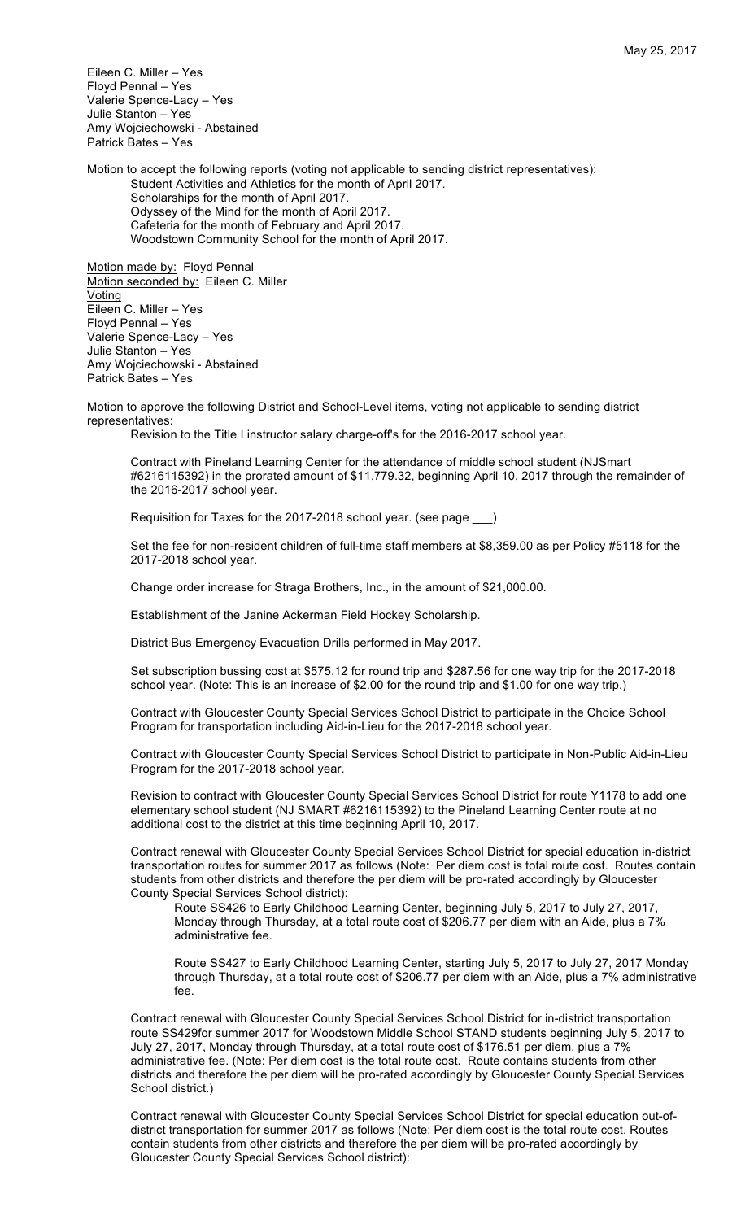Eileen C. Miller – Yes
Floyd Pennal – Yes
Valerie Spence-Lacy – Yes
Julie Stanton – Yes
Amy Wojciechowski - Abstained
Patrick Bates – Yes

Motion to accept the following reports (voting not applicable to sending district representatives):

Student Activities and Athletics for the month of April 2017.
Scholarships for the month of April 2017.
Odyssey of the Mind for the month of April 2017.
Cafeteria for the month of February and April 2017.
Woodstown Community School for the month of April 2017.

Motion made by: Floyd Pennal
Motion seconded by: Eileen C. Miller
Voting
Eileen C. Miller – Yes
Floyd Pennal – Yes
Valerie Spence-Lacy – Yes
Julie Stanton – Yes
Amy Wojciechowski - Abstained
Patrick Bates – Yes

Motion to approve the following District and School-Level items, voting not applicable to sending district representatives:

Revision to the Title I instructor salary charge-off's for the 2016-2017 school year.

Contract with Pineland Learning Center for the attendance of middle school student (NJSmart #6216115392) in the prorated amount of $11,779.32, beginning April 10, 2017 through the remainder of the 2016-2017 school year.

Requisition for Taxes for the 2017-2018 school year. (see page ___)

Set the fee for non-resident children of full-time staff members at $8,359.00 as per Policy #5118 for the 2017-2018 school year.

Change order increase for Straga Brothers, Inc., in the amount of $21,000.00.

Establishment of the Janine Ackerman Field Hockey Scholarship.

District Bus Emergency Evacuation Drills performed in May 2017.

Set subscription bussing cost at $575.12 for round trip and $287.56 for one way trip for the 2017-2018 school year. (Note: This is an increase of $2.00 for the round trip and $1.00 for one way trip.)

Contract with Gloucester County Special Services School District to participate in the Choice School Program for transportation including Aid-in-Lieu for the 2017-2018 school year.

Contract with Gloucester County Special Services School District to participate in Non-Public Aid-in-Lieu Program for the 2017-2018 school year.

Revision to contract with Gloucester County Special Services School District for route Y1178 to add one elementary school student (NJ SMART #6216115392) to the Pineland Learning Center route at no additional cost to the district at this time beginning April 10, 2017.

Contract renewal with Gloucester County Special Services School District for special education in-district transportation routes for summer 2017 as follows (Note: Per diem cost is total route cost. Routes contain students from other districts and therefore the per diem will be pro-rated accordingly by Gloucester County Special Services School district):

Route SS426 to Early Childhood Learning Center, beginning July 5, 2017 to July 27, 2017, Monday through Thursday, at a total route cost of $206.77 per diem with an Aide, plus a 7% administrative fee.

Route SS427 to Early Childhood Learning Center, starting July 5, 2017 to July 27, 2017 Monday through Thursday, at a total route cost of $206.77 per diem with an Aide, plus a 7% administrative fee.

Contract renewal with Gloucester County Special Services School District for in-district transportation route SS429for summer 2017 for Woodstown Middle School STAND students beginning July 5, 2017 to July 27, 2017, Monday through Thursday, at a total route cost of $176.51 per diem, plus a 7% administrative fee. (Note: Per diem cost is the total route cost. Route contains students from other districts and therefore the per diem will be pro-rated accordingly by Gloucester County Special Services School district.)

Contract renewal with Gloucester County Special Services School District for special education out-of-district transportation for summer 2017 as follows (Note: Per diem cost is the total route cost. Routes contain students from other districts and therefore the per diem will be pro-rated accordingly by Gloucester County Special Services School district):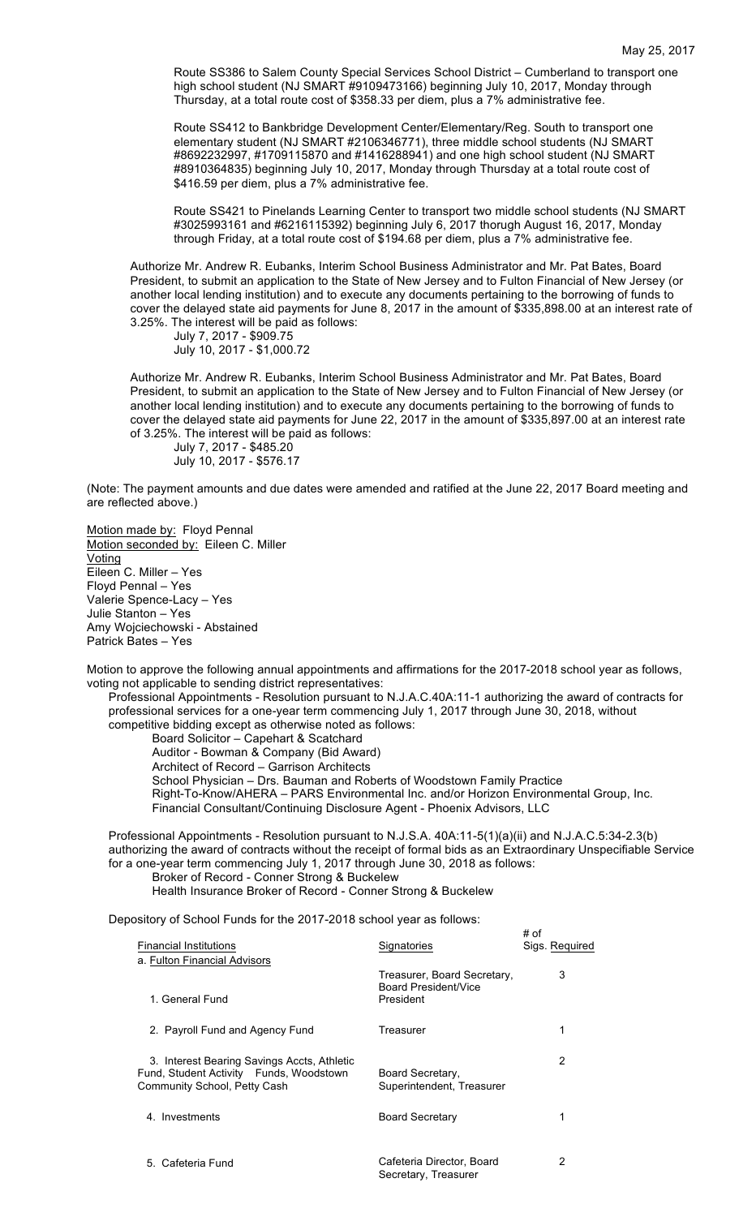Route SS386 to Salem County Special Services School District – Cumberland to transport one high school student (NJ SMART #9109473166) beginning July 10, 2017, Monday through Thursday, at a total route cost of $358.33 per diem, plus a 7% administrative fee.

Route SS412 to Bankbridge Development Center/Elementary/Reg. South to transport one elementary student (NJ SMART #2106346771), three middle school students (NJ SMART #8692232997, #1709115870 and #1416288941) and one high school student (NJ SMART #8910364835) beginning July 10, 2017, Monday through Thursday at a total route cost of $416.59 per diem, plus a 7% administrative fee.

Route SS421 to Pinelands Learning Center to transport two middle school students (NJ SMART #3025993161 and #6216115392) beginning July 6, 2017 thorugh August 16, 2017, Monday through Friday, at a total route cost of $194.68 per diem, plus a 7% administrative fee.

Authorize Mr. Andrew R. Eubanks, Interim School Business Administrator and Mr. Pat Bates, Board President, to submit an application to the State of New Jersey and to Fulton Financial of New Jersey (or another local lending institution) and to execute any documents pertaining to the borrowing of funds to cover the delayed state aid payments for June 8, 2017 in the amount of $335,898.00 at an interest rate of 3.25%. The interest will be paid as follows:

July 7, 2017 - $909.75
July 10, 2017 - $1,000.72

Authorize Mr. Andrew R. Eubanks, Interim School Business Administrator and Mr. Pat Bates, Board President, to submit an application to the State of New Jersey and to Fulton Financial of New Jersey (or another local lending institution) and to execute any documents pertaining to the borrowing of funds to cover the delayed state aid payments for June 22, 2017 in the amount of $335,897.00 at an interest rate of 3.25%. The interest will be paid as follows:

July 7, 2017 - $485.20
July 10, 2017 - $576.17

(Note: The payment amounts and due dates were amended and ratified at the June 22, 2017 Board meeting and are reflected above.)

Motion made by: Floyd Pennal
Motion seconded by: Eileen C. Miller
Voting
Eileen C. Miller – Yes
Floyd Pennal – Yes
Valerie Spence-Lacy – Yes
Julie Stanton – Yes
Amy Wojciechowski - Abstained
Patrick Bates – Yes

Motion to approve the following annual appointments and affirmations for the 2017-2018 school year as follows, voting not applicable to sending district representatives:

Professional Appointments - Resolution pursuant to N.J.A.C.40A:11-1 authorizing the award of contracts for professional services for a one-year term commencing July 1, 2017 through June 30, 2018, without competitive bidding except as otherwise noted as follows:

Board Solicitor – Capehart & Scatchard
Auditor - Bowman & Company (Bid Award)
Architect of Record – Garrison Architects
School Physician – Drs. Bauman and Roberts of Woodstown Family Practice
Right-To-Know/AHERA – PARS Environmental Inc. and/or Horizon Environmental Group, Inc.
Financial Consultant/Continuing Disclosure Agent - Phoenix Advisors, LLC

Professional Appointments - Resolution pursuant to N.J.S.A. 40A:11-5(1)(a)(ii) and N.J.A.C.5:34-2.3(b) authorizing the award of contracts without the receipt of formal bids as an Extraordinary Unspecifiable Service for a one-year term commencing July 1, 2017 through June 30, 2018 as follows:

Broker of Record - Conner Strong & Buckelew
Health Insurance Broker of Record - Conner Strong & Buckelew

Depository of School Funds for the 2017-2018 school year as follows:

| Financial Institutions | Signatories | # of Sigs. Required |
|---|---|---|
| a. Fulton Financial Advisors | | |
| 1. General Fund | Treasurer, Board Secretary, Board President/Vice President | 3 |
| 2. Payroll Fund and Agency Fund | Treasurer | 1 |
| 3. Interest Bearing Savings Accts, Athletic Fund, Student Activity Funds, Woodstown Community School, Petty Cash | Board Secretary, Superintendent, Treasurer | 2 |
| 4. Investments | Board Secretary | 1 |
| 5. Cafeteria Fund | Cafeteria Director, Board Secretary, Treasurer | 2 |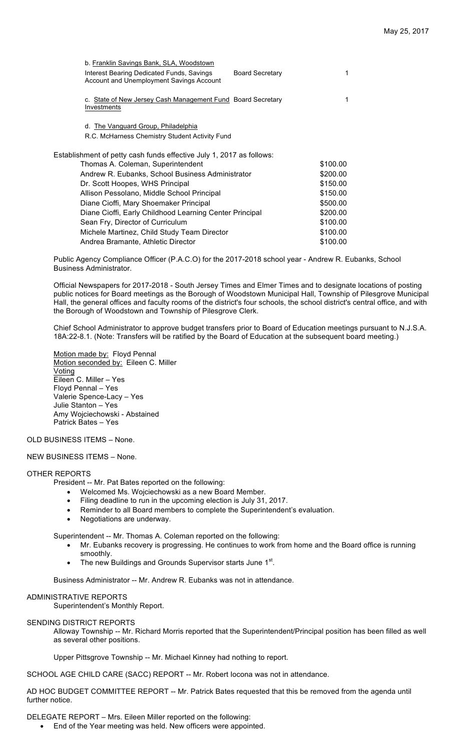b. Franklin Savings Bank, SLA, Woodstown

| | | |
|---|---|---|
| Interest Bearing Dedicated Funds, Savings Account and Unemployment Savings Account | Board Secretary | 1 |

c. State of New Jersey Cash Management Fund Investments — Board Secretary — 1

d. The Vanguard Group, Philadelphia
R.C. McHarness Chemistry Student Activity Fund

Establishment of petty cash funds effective July 1, 2017 as follows:

| | |
|---|---|
| Thomas A. Coleman, Superintendent | $100.00 |
| Andrew R. Eubanks, School Business Administrator | $200.00 |
| Dr. Scott Hoopes, WHS Principal | $150.00 |
| Allison Pessolano, Middle School Principal | $150.00 |
| Diane Cioffi, Mary Shoemaker Principal | $500.00 |
| Diane Cioffi, Early Childhood Learning Center Principal | $200.00 |
| Sean Fry, Director of Curriculum | $100.00 |
| Michele Martinez, Child Study Team Director | $100.00 |
| Andrea Bramante, Athletic Director | $100.00 |

Public Agency Compliance Officer (P.A.C.O) for the 2017-2018 school year - Andrew R. Eubanks, School Business Administrator.

Official Newspapers for 2017-2018 - South Jersey Times and Elmer Times and to designate locations of posting public notices for Board meetings as the Borough of Woodstown Municipal Hall, Township of Pilesgrove Municipal Hall, the general offices and faculty rooms of the district's four schools, the school district's central office, and with the Borough of Woodstown and Township of Pilesgrove Clerk.

Chief School Administrator to approve budget transfers prior to Board of Education meetings pursuant to N.J.S.A. 18A:22-8.1. (Note: Transfers will be ratified by the Board of Education at the subsequent board meeting.)

Motion made by: Floyd Pennal
Motion seconded by: Eileen C. Miller
Voting
Eileen C. Miller – Yes
Floyd Pennal – Yes
Valerie Spence-Lacy – Yes
Julie Stanton – Yes
Amy Wojciechowski - Abstained
Patrick Bates – Yes

OLD BUSINESS ITEMS – None.

NEW BUSINESS ITEMS – None.

OTHER REPORTS

President -- Mr. Pat Bates reported on the following:

- Welcomed Ms. Wojciechowski as a new Board Member.
- Filing deadline to run in the upcoming election is July 31, 2017.
- Reminder to all Board members to complete the Superintendent's evaluation.
- Negotiations are underway.

Superintendent -- Mr. Thomas A. Coleman reported on the following:

- Mr. Eubanks recovery is progressing. He continues to work from home and the Board office is running smoothly.
- The new Buildings and Grounds Supervisor starts June 1st.

Business Administrator -- Mr. Andrew R. Eubanks was not in attendance.

ADMINISTRATIVE REPORTS

Superintendent's Monthly Report.

SENDING DISTRICT REPORTS

Alloway Township -- Mr. Richard Morris reported that the Superintendent/Principal position has been filled as well as several other positions.

Upper Pittsgrove Township -- Mr. Michael Kinney had nothing to report.

SCHOOL AGE CHILD CARE (SACC) REPORT -- Mr. Robert Iocona was not in attendance.

AD HOC BUDGET COMMITTEE REPORT -- Mr. Patrick Bates requested that this be removed from the agenda until further notice.

DELEGATE REPORT – Mrs. Eileen Miller reported on the following:

- End of the Year meeting was held. New officers were appointed.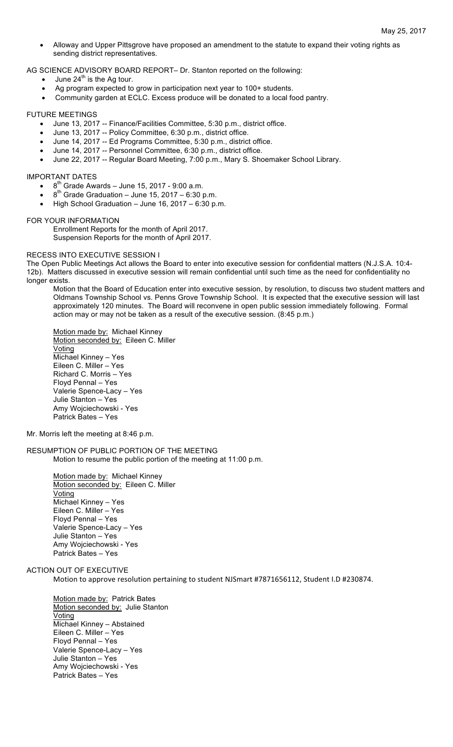- Alloway and Upper Pittsgrove have proposed an amendment to the statute to expand their voting rights as sending district representatives.

AG SCIENCE ADVISORY BOARD REPORT– Dr. Stanton reported on the following:

- June 24th is the Ag tour.
- Ag program expected to grow in participation next year to 100+ students.
- Community garden at ECLC. Excess produce will be donated to a local food pantry.

FUTURE MEETINGS

- June 13, 2017 -- Finance/Facilities Committee, 5:30 p.m., district office.
- June 13, 2017 -- Policy Committee, 6:30 p.m., district office.
- June 14, 2017 -- Ed Programs Committee, 5:30 p.m., district office.
- June 14, 2017 -- Personnel Committee, 6:30 p.m., district office.
- June 22, 2017 -- Regular Board Meeting, 7:00 p.m., Mary S. Shoemaker School Library.

IMPORTANT DATES

- 8th Grade Awards – June 15, 2017 - 9:00 a.m.
- 8th Grade Graduation – June 15, 2017 – 6:30 p.m.
- High School Graduation – June 16, 2017 – 6:30 p.m.

FOR YOUR INFORMATION

Enrollment Reports for the month of April 2017.
Suspension Reports for the month of April 2017.

RECESS INTO EXECUTIVE SESSION I

The Open Public Meetings Act allows the Board to enter into executive session for confidential matters (N.J.S.A. 10:4-12b). Matters discussed in executive session will remain confidential until such time as the need for confidentiality no longer exists.

Motion that the Board of Education enter into executive session, by resolution, to discuss two student matters and Oldmans Township School vs. Penns Grove Township School. It is expected that the executive session will last approximately 120 minutes. The Board will reconvene in open public session immediately following. Formal action may or may not be taken as a result of the executive session. (8:45 p.m.)

Motion made by: Michael Kinney
Motion seconded by: Eileen C. Miller
Voting
Michael Kinney – Yes
Eileen C. Miller – Yes
Richard C. Morris – Yes
Floyd Pennal – Yes
Valerie Spence-Lacy – Yes
Julie Stanton – Yes
Amy Wojciechowski - Yes
Patrick Bates – Yes

Mr. Morris left the meeting at 8:46 p.m.

RESUMPTION OF PUBLIC PORTION OF THE MEETING

Motion to resume the public portion of the meeting at 11:00 p.m.

Motion made by: Michael Kinney
Motion seconded by: Eileen C. Miller
Voting
Michael Kinney – Yes
Eileen C. Miller – Yes
Floyd Pennal – Yes
Valerie Spence-Lacy – Yes
Julie Stanton – Yes
Amy Wojciechowski - Yes
Patrick Bates – Yes

ACTION OUT OF EXECUTIVE

Motion to approve resolution pertaining to student NJSmart #7871656112, Student I.D #230874.

Motion made by: Patrick Bates
Motion seconded by: Julie Stanton
Voting
Michael Kinney – Abstained
Eileen C. Miller – Yes
Floyd Pennal – Yes
Valerie Spence-Lacy – Yes
Julie Stanton – Yes
Amy Wojciechowski - Yes
Patrick Bates – Yes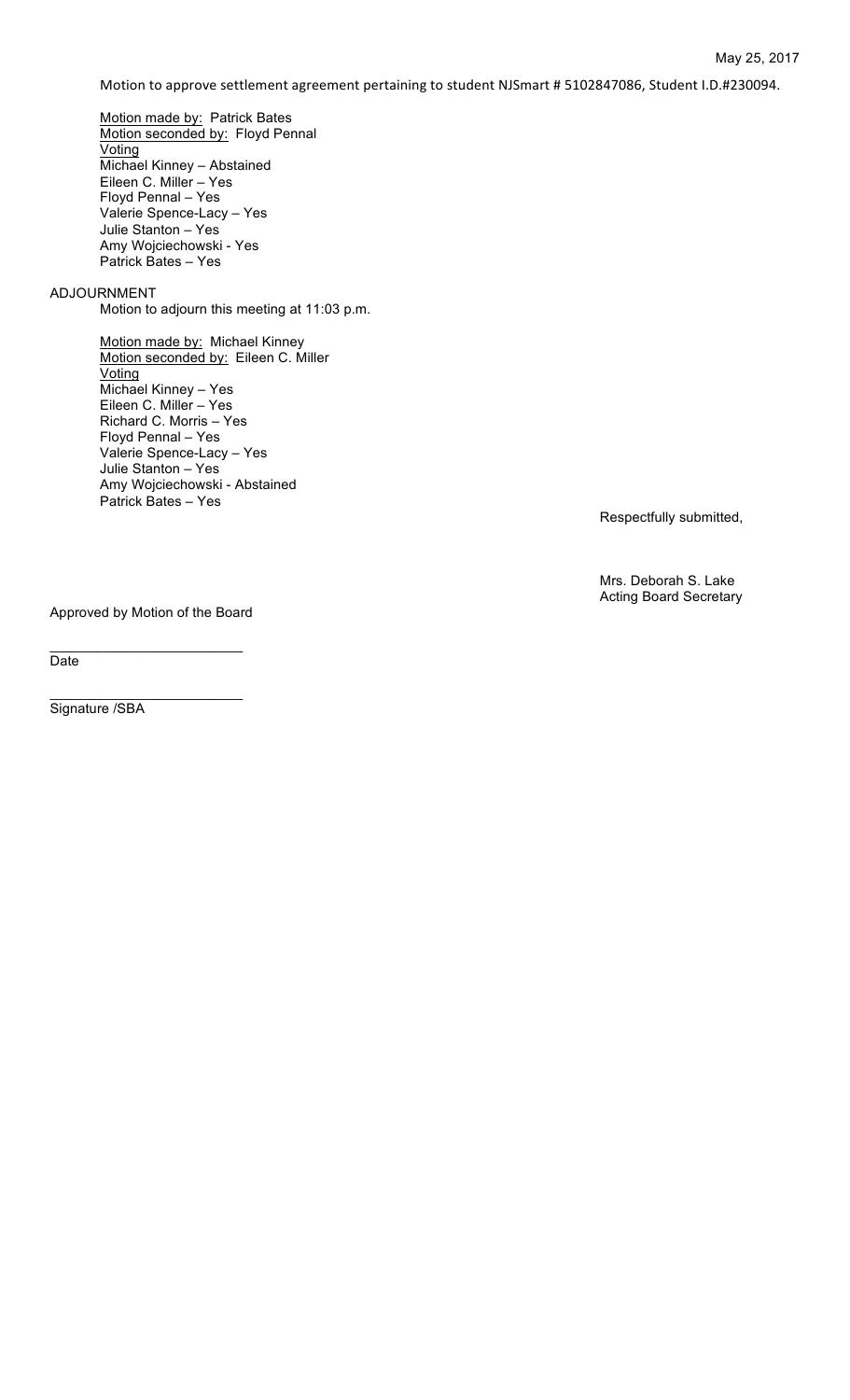May 25, 2017

Motion to approve settlement agreement pertaining to student NJSmart # 5102847086, Student I.D.#230094.

Motion made by: Patrick Bates
Motion seconded by: Floyd Pennal
Voting
Michael Kinney – Abstained
Eileen C. Miller – Yes
Floyd Pennal – Yes
Valerie Spence-Lacy – Yes
Julie Stanton – Yes
Amy Wojciechowski - Yes
Patrick Bates – Yes

ADJOURNMENT

Motion to adjourn this meeting at 11:03 p.m.

Motion made by: Michael Kinney
Motion seconded by: Eileen C. Miller
Voting
Michael Kinney – Yes
Eileen C. Miller – Yes
Richard C. Morris – Yes
Floyd Pennal – Yes
Valerie Spence-Lacy – Yes
Julie Stanton – Yes
Amy Wojciechowski - Abstained
Patrick Bates – Yes

Respectfully submitted,

Mrs. Deborah S. Lake
Acting Board Secretary

Approved by Motion of the Board

_________________________
Date

_________________________
Signature /SBA